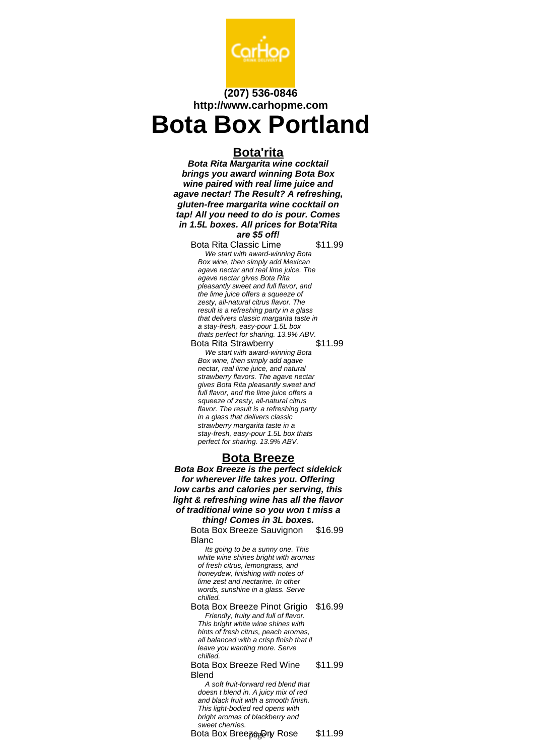(207) 536-0846
http://www.carhopme.com

# Bota Box Portland

## Bota'rita

***Bota Rita Margarita wine cocktail brings you award winning Bota Box wine paired with real lime juice and agave nectar! The Result? A refreshing, gluten-free margarita wine cocktail on tap! All you need to do is pour. Comes in 1.5L boxes. All prices for Bota'Rita are $5 off!***

Bota Rita Classic Lime $11.99

*We start with award-winning Bota Box wine, then simply add Mexican agave nectar and real lime juice. The agave nectar gives Bota Rita pleasantly sweet and full flavor, and the lime juice offers a squeeze of zesty, all-natural citrus flavor. The result is a refreshing party in a glass that delivers classic margarita taste in a stay-fresh, easy-pour 1.5L box thats perfect for sharing. 13.9% ABV.*

Bota Rita Strawberry $11.99

*We start with award-winning Bota Box wine, then simply add agave nectar, real lime juice, and natural strawberry flavors. The agave nectar gives Bota Rita pleasantly sweet and full flavor, and the lime juice offers a squeeze of zesty, all-natural citrus flavor. The result is a refreshing party in a glass that delivers classic strawberry margarita taste in a stay-fresh, easy-pour 1.5L box thats perfect for sharing. 13.9% ABV.*

## Bota Breeze

***Bota Box Breeze is the perfect sidekick for wherever life takes you. Offering low carbs and calories per serving, this light & refreshing wine has all the flavor of traditional wine so you won t miss a thing! Comes in 3L boxes.***

Bota Box Breeze Sauvignon Blanc $16.99

*Its going to be a sunny one. This white wine shines bright with aromas of fresh citrus, lemongrass, and honeydew, finishing with notes of lime zest and nectarine. In other words, sunshine in a glass. Serve chilled.*

Bota Box Breeze Pinot Grigio $16.99

*Friendly, fruity and full of flavor. This bright white wine shines with hints of fresh citrus, peach aromas, all balanced with a crisp finish that ll leave you wanting more. Serve chilled.*

Bota Box Breeze Red Wine Blend $11.99

*A soft fruit-forward red blend that doesn t blend in. A juicy mix of red and black fruit with a smooth finish. This light-bodied red opens with bright aromas of blackberry and sweet cherries.*

Bota Box Breeze Dry Rose $11.99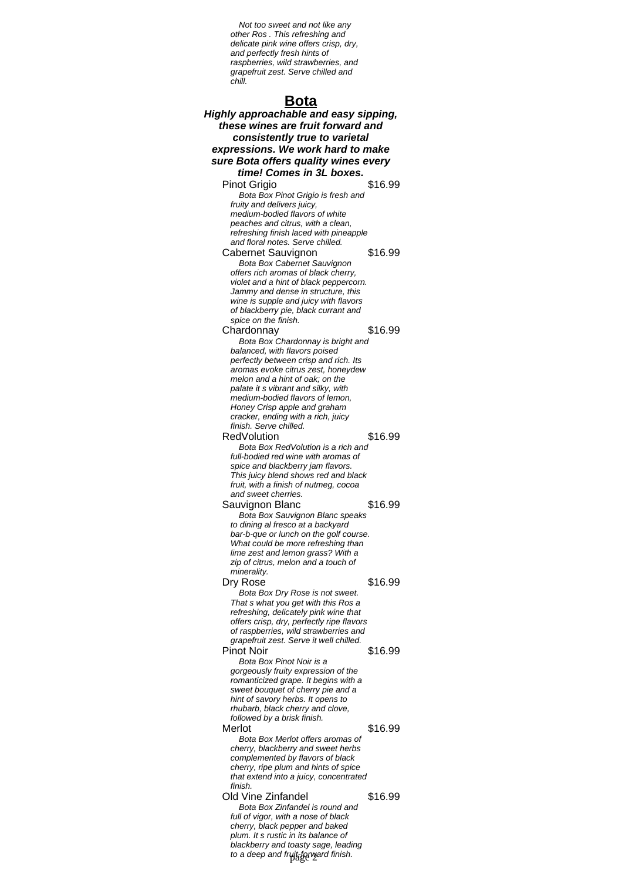*Not too sweet and not like any other Ros . This refreshing and delicate pink wine offers crisp, dry, and perfectly fresh hints of raspberries, wild strawberries, and grapefruit zest. Serve chilled and chill.*

## Bota

***Highly approachable and easy sipping, these wines are fruit forward and consistently true to varietal expressions. We work hard to make sure Bota offers quality wines every time! Comes in 3L boxes.***

Pinot Grigio $16.99

*Bota Box Pinot Grigio is fresh and fruity and delivers juicy, medium-bodied flavors of white peaches and citrus, with a clean, refreshing finish laced with pineapple and floral notes. Serve chilled.*

Cabernet Sauvignon $16.99

*Bota Box Cabernet Sauvignon offers rich aromas of black cherry, violet and a hint of black peppercorn. Jammy and dense in structure, this wine is supple and juicy with flavors of blackberry pie, black currant and spice on the finish.*

Chardonnay $16.99

*Bota Box Chardonnay is bright and balanced, with flavors poised perfectly between crisp and rich. Its aromas evoke citrus zest, honeydew melon and a hint of oak; on the palate it s vibrant and silky, with medium-bodied flavors of lemon, Honey Crisp apple and graham cracker, ending with a rich, juicy finish. Serve chilled.*

RedVolution $16.99

*Bota Box RedVolution is a rich and full-bodied red wine with aromas of spice and blackberry jam flavors. This juicy blend shows red and black fruit, with a finish of nutmeg, cocoa and sweet cherries.*

Sauvignon Blanc $16.99

*Bota Box Sauvignon Blanc speaks to dining al fresco at a backyard bar-b-que or lunch on the golf course. What could be more refreshing than lime zest and lemon grass? With a zip of citrus, melon and a touch of minerality.*

Dry Rose $16.99

*Bota Box Dry Rose is not sweet. That s what you get with this Ros a refreshing, delicately pink wine that offers crisp, dry, perfectly ripe flavors of raspberries, wild strawberries and grapefruit zest. Serve it well chilled.*

Pinot Noir $16.99

*Bota Box Pinot Noir is a gorgeously fruity expression of the romanticized grape. It begins with a sweet bouquet of cherry pie and a hint of savory herbs. It opens to rhubarb, black cherry and clove, followed by a brisk finish.*

Merlot $16.99

*Bota Box Merlot offers aromas of cherry, blackberry and sweet herbs complemented by flavors of black cherry, ripe plum and hints of spice that extend into a juicy, concentrated finish.*

Old Vine Zinfandel $16.99

*Bota Box Zinfandel is round and full of vigor, with a nose of black cherry, black pepper and baked plum. It s rustic in its balance of blackberry and toasty sage, leading to a deep and fruit-forward finish.*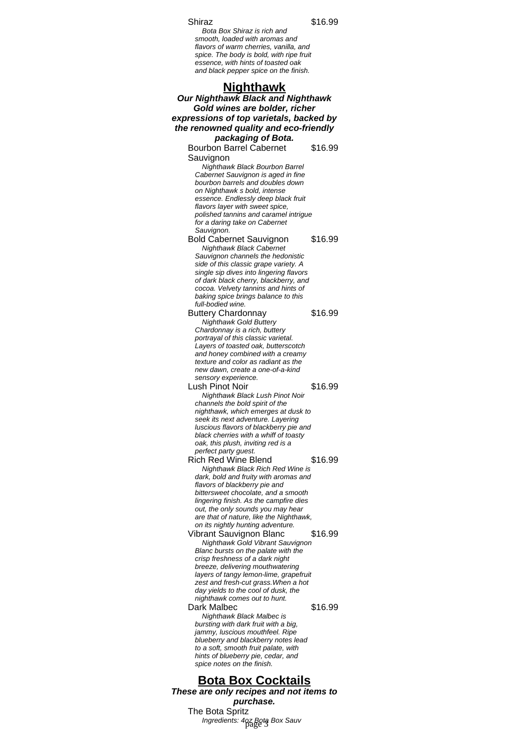Shiraz $16.99

*Bota Box Shiraz is rich and smooth, loaded with aromas and flavors of warm cherries, vanilla, and spice. The body is bold, with ripe fruit essence, with hints of toasted oak and black pepper spice on the finish.*

## Nighthawk

***Our Nighthawk Black and Nighthawk Gold wines are bolder, richer expressions of top varietals, backed by the renowned quality and eco-friendly packaging of Bota.***

Bourbon Barrel Cabernet Sauvignon $16.99

*Nighthawk Black Bourbon Barrel Cabernet Sauvignon is aged in fine bourbon barrels and doubles down on Nighthawk s bold, intense essence. Endlessly deep black fruit flavors layer with sweet spice, polished tannins and caramel intrigue for a daring take on Cabernet Sauvignon.*

Bold Cabernet Sauvignon $16.99

*Nighthawk Black Cabernet Sauvignon channels the hedonistic side of this classic grape variety. A single sip dives into lingering flavors of dark black cherry, blackberry, and cocoa. Velvety tannins and hints of baking spice brings balance to this full-bodied wine.*

Buttery Chardonnay $16.99

*Nighthawk Gold Buttery Chardonnay is a rich, buttery portrayal of this classic varietal. Layers of toasted oak, butterscotch and honey combined with a creamy texture and color as radiant as the new dawn, create a one-of-a-kind sensory experience.*

Lush Pinot Noir $16.99

*Nighthawk Black Lush Pinot Noir channels the bold spirit of the nighthawk, which emerges at dusk to seek its next adventure. Layering luscious flavors of blackberry pie and black cherries with a whiff of toasty oak, this plush, inviting red is a perfect party guest.*

Rich Red Wine Blend $16.99

*Nighthawk Black Rich Red Wine is dark, bold and fruity with aromas and flavors of blackberry pie and bittersweet chocolate, and a smooth lingering finish. As the campfire dies out, the only sounds you may hear are that of nature, like the Nighthawk, on its nightly hunting adventure.*

Vibrant Sauvignon Blanc $16.99

*Nighthawk Gold Vibrant Sauvignon Blanc bursts on the palate with the crisp freshness of a dark night breeze, delivering mouthwatering layers of tangy lemon-lime, grapefruit zest and fresh-cut grass.When a hot day yields to the cool of dusk, the nighthawk comes out to hunt.*

Dark Malbec $16.99

*Nighthawk Black Malbec is bursting with dark fruit with a big, jammy, luscious mouthfeel. Ripe blueberry and blackberry notes lead to a soft, smooth fruit palate, with hints of blueberry pie, cedar, and spice notes on the finish.*

## Bota Box Cocktails

***These are only recipes and not items to purchase.***

The Bota Spritz

*Ingredients: 4oz Bota Box Sauv*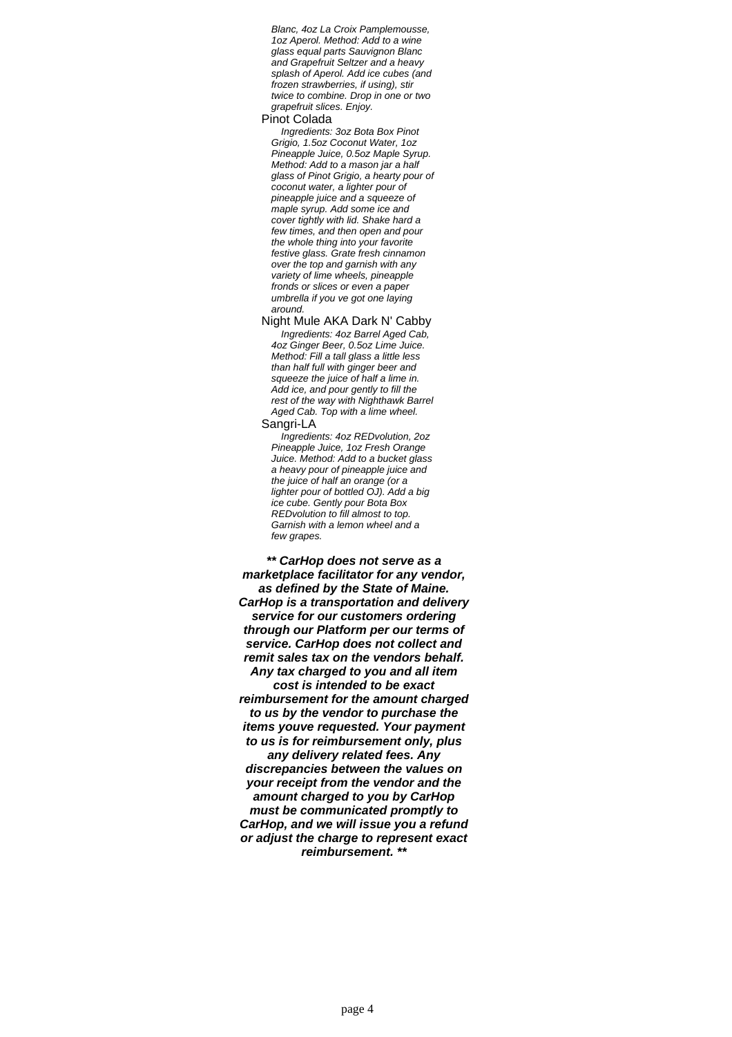*Blanc, 4oz La Croix Pamplemousse, 1oz Aperol. Method: Add to a wine glass equal parts Sauvignon Blanc and Grapefruit Seltzer and a heavy splash of Aperol. Add ice cubes (and frozen strawberries, if using), stir twice to combine. Drop in one or two grapefruit slices. Enjoy.*

Pinot Colada

*Ingredients: 3oz Bota Box Pinot Grigio, 1.5oz Coconut Water, 1oz Pineapple Juice, 0.5oz Maple Syrup. Method: Add to a mason jar a half glass of Pinot Grigio, a hearty pour of coconut water, a lighter pour of pineapple juice and a squeeze of maple syrup. Add some ice and cover tightly with lid. Shake hard a few times, and then open and pour the whole thing into your favorite festive glass. Grate fresh cinnamon over the top and garnish with any variety of lime wheels, pineapple fronds or slices or even a paper umbrella if you ve got one laying around.*

Night Mule AKA Dark N' Cabby

*Ingredients: 4oz Barrel Aged Cab, 4oz Ginger Beer, 0.5oz Lime Juice. Method: Fill a tall glass a little less than half full with ginger beer and squeeze the juice of half a lime in. Add ice, and pour gently to fill the rest of the way with Nighthawk Barrel Aged Cab. Top with a lime wheel.*

Sangri-LA

*Ingredients: 4oz REDvolution, 2oz Pineapple Juice, 1oz Fresh Orange Juice. Method: Add to a bucket glass a heavy pour of pineapple juice and the juice of half an orange (or a lighter pour of bottled OJ). Add a big ice cube. Gently pour Bota Box REDvolution to fill almost to top. Garnish with a lemon wheel and a few grapes.*

***\*\* CarHop does not serve as a marketplace facilitator for any vendor, as defined by the State of Maine. CarHop is a transportation and delivery service for our customers ordering through our Platform per our terms of service. CarHop does not collect and remit sales tax on the vendors behalf. Any tax charged to you and all item cost is intended to be exact reimbursement for the amount charged to us by the vendor to purchase the items youve requested. Your payment to us is for reimbursement only, plus any delivery related fees. Any discrepancies between the values on your receipt from the vendor and the amount charged to you by CarHop must be communicated promptly to CarHop, and we will issue you a refund or adjust the charge to represent exact reimbursement. \*\****